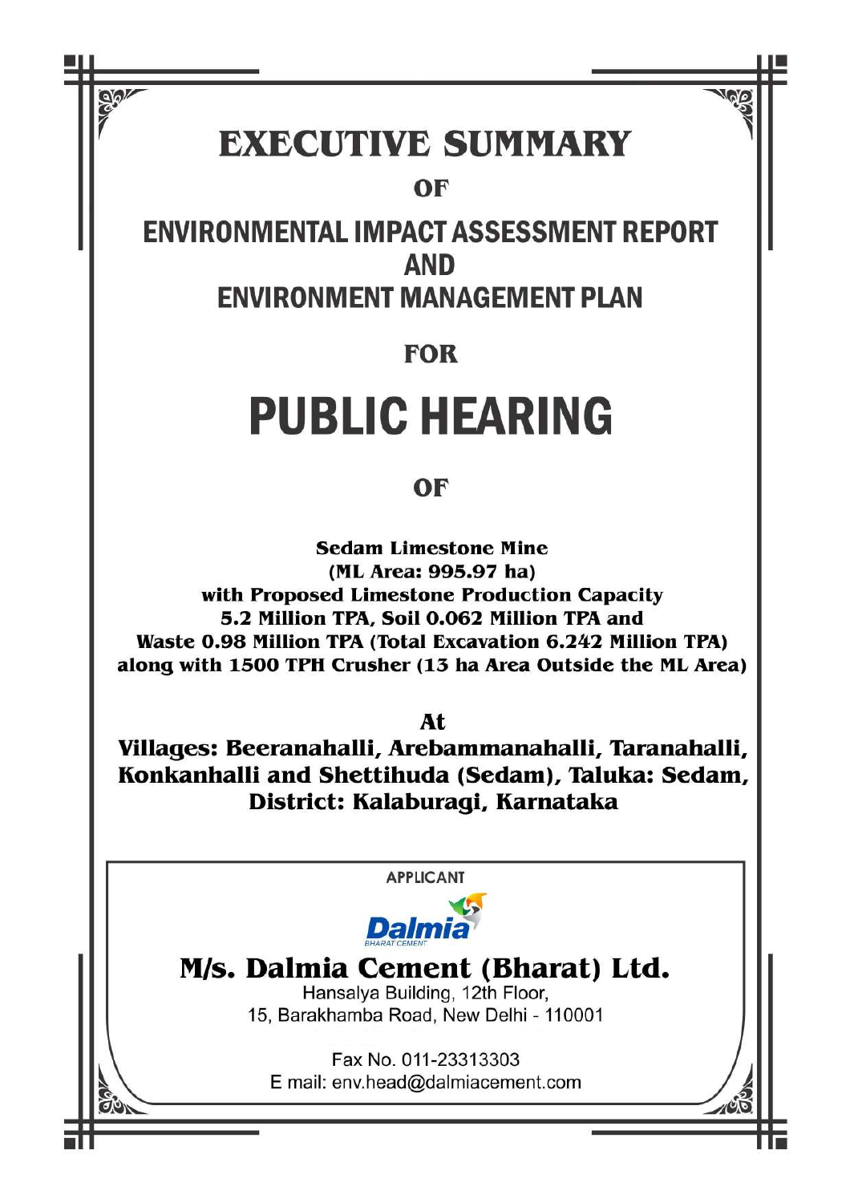# EXECUTIVE SUMMARY

## OF

# ENVIRONMENTAL IMPACT ASSESSMENT REPORT AND ENVIRONMENT MANAGEMENT PLAN

## FOR

# PUBLIC HEARING

## OF

**Sedam Limestone Mine (ML Area: 995.97 ha) with Proposed Limestone Production Capacity 5.2 Million TPA, Soil 0.062 Million TPA and Waste 0.98 Million TPA (Total Excavation 6.242 Million TPA) along with 1500 TPH Crusher (13 ha Area Outside the ML Area)**

**At**

**Villages: Beeranahalli, Arebammanahalli, Taranahalli, Konkanhalli and Shettihuda (Sedam), Taluka: Sedam, District: Kalaburagi, Karnataka**

APPLICANT

Dalmia BHARAT CEMENT

**M/s. Dalmia Cement (Bharat) Ltd.**

Hansalya Building, 12th Floor,
15, Barakhamba Road, New Delhi - 110001

Fax No. 011-23313303
E mail: env.head@dalmiacement.com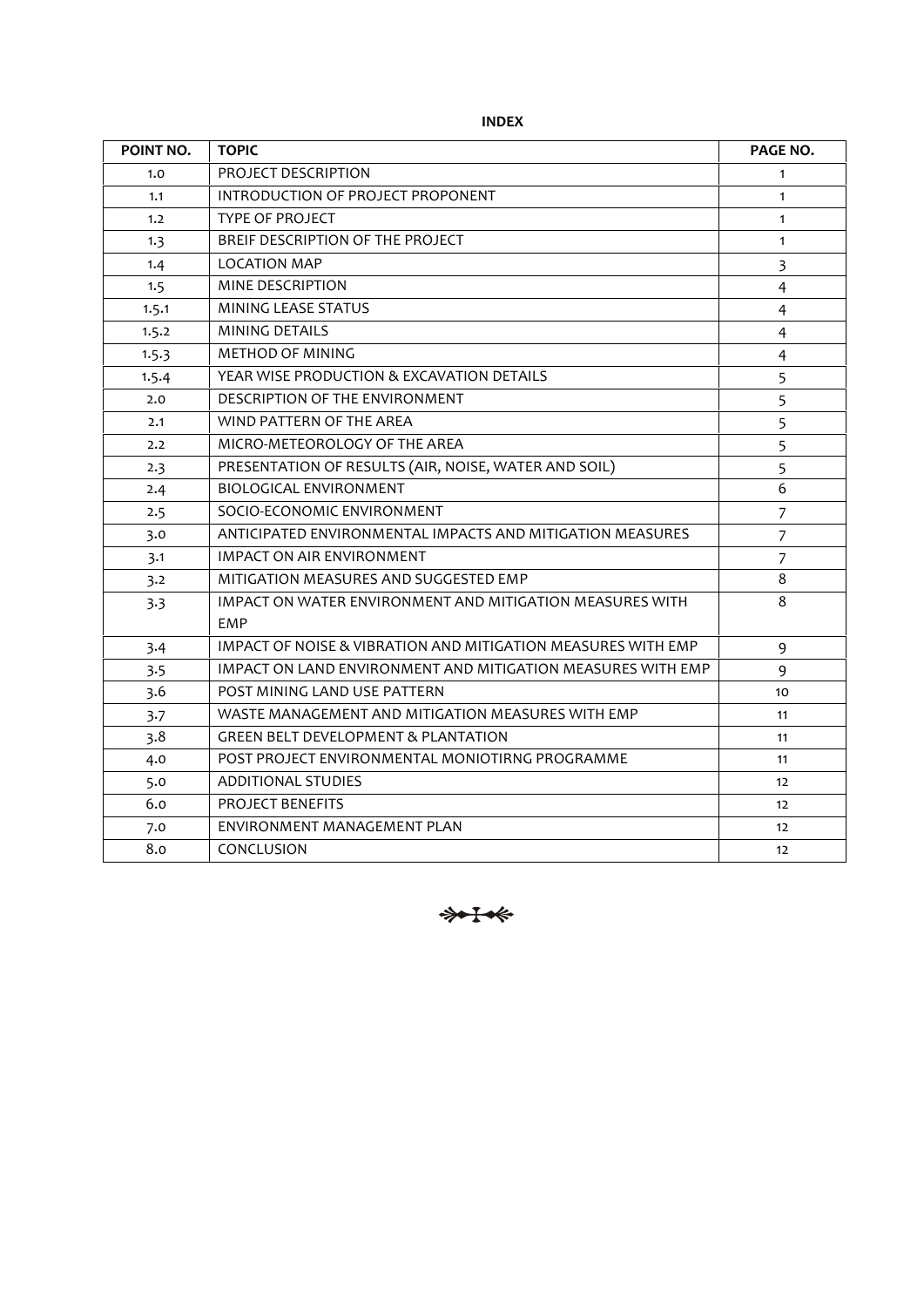**INDEX**

| POINT NO. | TOPIC | PAGE NO. |
|---|---|---|
| 1.0 | PROJECT DESCRIPTION | 1 |
| 1.1 | INTRODUCTION OF PROJECT PROPONENT | 1 |
| 1.2 | TYPE OF PROJECT | 1 |
| 1.3 | BREIF DESCRIPTION OF THE PROJECT | 1 |
| 1.4 | LOCATION MAP | 3 |
| 1.5 | MINE DESCRIPTION | 4 |
| 1.5.1 | MINING LEASE STATUS | 4 |
| 1.5.2 | MINING DETAILS | 4 |
| 1.5.3 | METHOD OF MINING | 4 |
| 1.5.4 | YEAR WISE PRODUCTION & EXCAVATION DETAILS | 5 |
| 2.0 | DESCRIPTION OF THE ENVIRONMENT | 5 |
| 2.1 | WIND PATTERN OF THE AREA | 5 |
| 2.2 | MICRO-METEOROLOGY OF THE AREA | 5 |
| 2.3 | PRESENTATION OF RESULTS (AIR, NOISE, WATER AND SOIL) | 5 |
| 2.4 | BIOLOGICAL ENVIRONMENT | 6 |
| 2.5 | SOCIO-ECONOMIC ENVIRONMENT | 7 |
| 3.0 | ANTICIPATED ENVIRONMENTAL IMPACTS AND MITIGATION MEASURES | 7 |
| 3.1 | IMPACT ON AIR ENVIRONMENT | 7 |
| 3.2 | MITIGATION MEASURES AND SUGGESTED EMP | 8 |
| 3.3 | IMPACT ON WATER ENVIRONMENT AND MITIGATION MEASURES WITH EMP | 8 |
| 3.4 | IMPACT OF NOISE & VIBRATION AND MITIGATION MEASURES WITH EMP | 9 |
| 3.5 | IMPACT ON LAND ENVIRONMENT AND MITIGATION MEASURES WITH EMP | 9 |
| 3.6 | POST MINING LAND USE PATTERN | 10 |
| 3.7 | WASTE MANAGEMENT AND MITIGATION MEASURES WITH EMP | 11 |
| 3.8 | GREEN BELT DEVELOPMENT & PLANTATION | 11 |
| 4.0 | POST PROJECT ENVIRONMENTAL MONIOTIRNG PROGRAMME | 11 |
| 5.0 | ADDITIONAL STUDIES | 12 |
| 6.0 | PROJECT BENEFITS | 12 |
| 7.0 | ENVIRONMENT MANAGEMENT PLAN | 12 |
| 8.0 | CONCLUSION | 12 |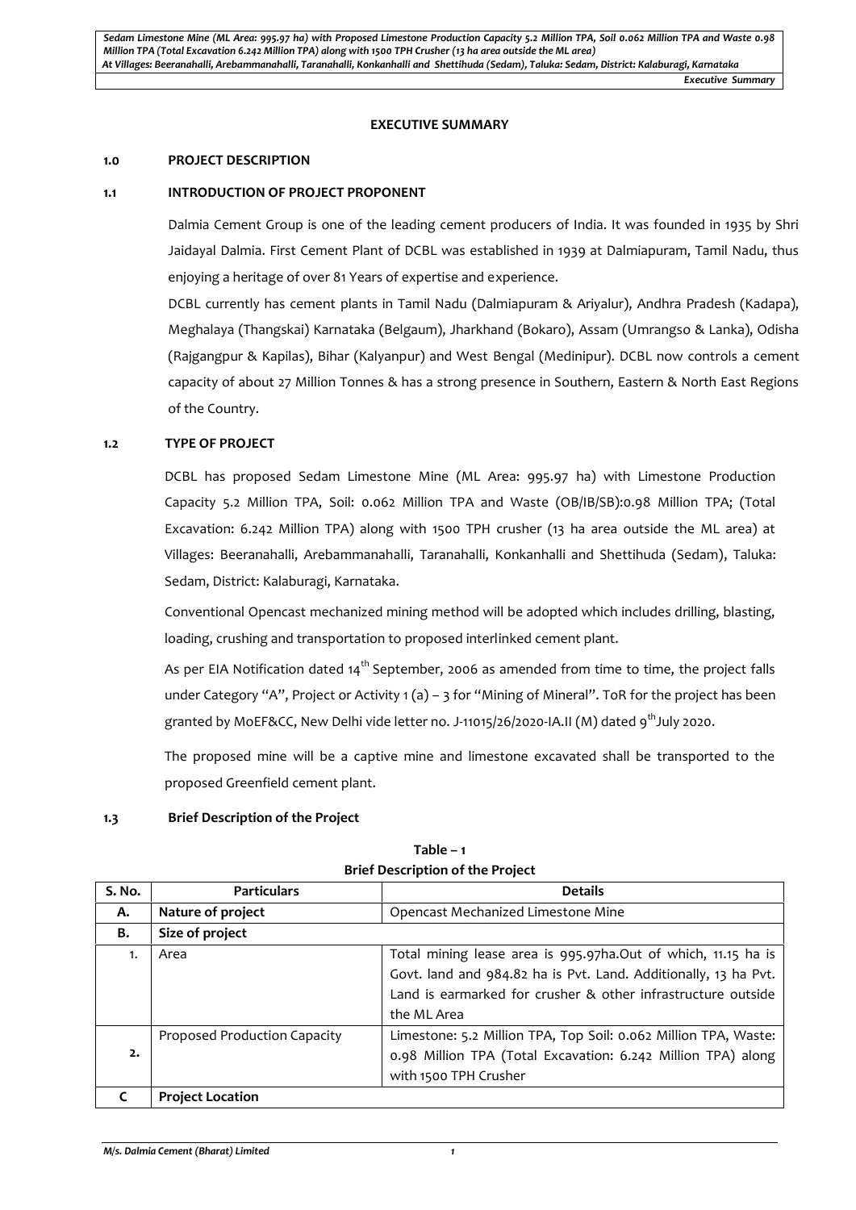# EXECUTIVE SUMMARY

## 1.0 PROJECT DESCRIPTION

### 1.1 INTRODUCTION OF PROJECT PROPONENT

Dalmia Cement Group is one of the leading cement producers of India. It was founded in 1935 by Shri Jaidayal Dalmia. First Cement Plant of DCBL was established in 1939 at Dalmiapuram, Tamil Nadu, thus enjoying a heritage of over 81 Years of expertise and experience.

DCBL currently has cement plants in Tamil Nadu (Dalmiapuram & Ariyalur), Andhra Pradesh (Kadapa), Meghalaya (Thangskai) Karnataka (Belgaum), Jharkhand (Bokaro), Assam (Umrangso & Lanka), Odisha (Rajgangpur & Kapilas), Bihar (Kalyanpur) and West Bengal (Medinipur). DCBL now controls a cement capacity of about 27 Million Tonnes & has a strong presence in Southern, Eastern & North East Regions of the Country.

### 1.2 TYPE OF PROJECT

DCBL has proposed Sedam Limestone Mine (ML Area: 995.97 ha) with Limestone Production Capacity 5.2 Million TPA, Soil: 0.062 Million TPA and Waste (OB/IB/SB):0.98 Million TPA; (Total Excavation: 6.242 Million TPA) along with 1500 TPH crusher (13 ha area outside the ML area) at Villages: Beeranahalli, Arebammanahalli, Taranahalli, Konkanhalli and Shettihuda (Sedam), Taluka: Sedam, District: Kalaburagi, Karnataka.

Conventional Opencast mechanized mining method will be adopted which includes drilling, blasting, loading, crushing and transportation to proposed interlinked cement plant.

As per EIA Notification dated 14th September, 2006 as amended from time to time, the project falls under Category "A", Project or Activity 1 (a) – 3 for "Mining of Mineral". ToR for the project has been granted by MoEF&CC, New Delhi vide letter no. J-11015/26/2020-IA.II (M) dated 9th July 2020.

The proposed mine will be a captive mine and limestone excavated shall be transported to the proposed Greenfield cement plant.

### 1.3 Brief Description of the Project

**Table – 1**
**Brief Description of the Project**

| S. No. | Particulars | Details |
|---|---|---|
| **A.** | **Nature of project** | Opencast Mechanized Limestone Mine |
| **B.** | **Size of project** | |
| 1. | Area | Total mining lease area is 995.97ha.Out of which, 11.15 ha is Govt. land and 984.82 ha is Pvt. land. Additionally, 13 ha Pvt. Land is earmarked for crusher & other infrastructure outside the ML Area |
| 2. | Proposed Production Capacity | Limestone: 5.2 Million TPA, Top Soil: 0.062 Million TPA, Waste: 0.98 Million TPA (Total Excavation: 6.242 Million TPA) along with 1500 TPH Crusher |
| **C** | **Project Location** | |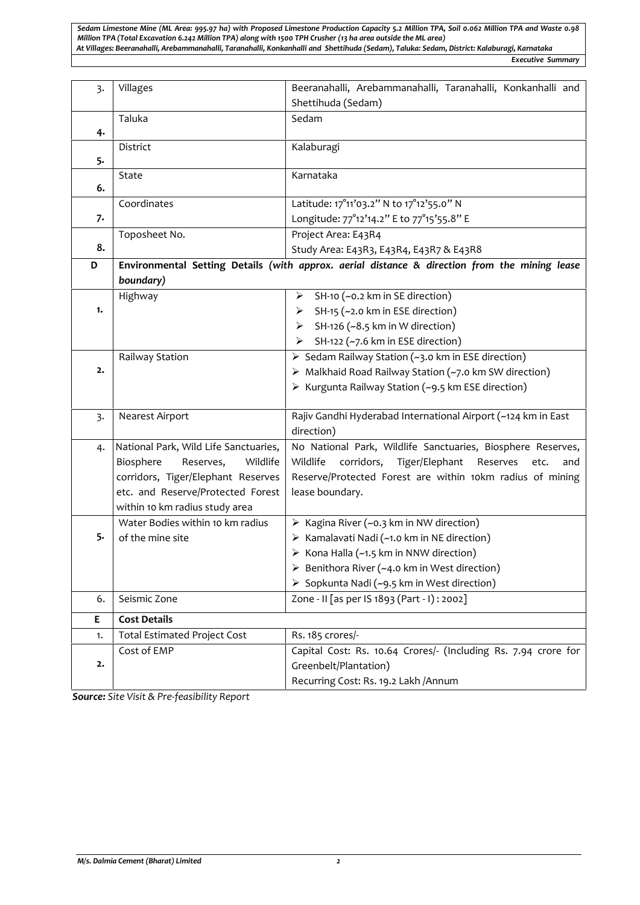| 3. | Villages | Beeranahalli, Arebammanahalli, Taranahalli, Konkanhalli and Shettihuda (Sedam) |
|---|---|---|
| 4. | Taluka | Sedam |
| 5. | District | Kalaburagi |
| 6. | State | Karnataka |
| 7. | Coordinates | Latitude: 17°11'03.2" N to 17°12'55.0" N<br>Longitude: 77°12'14.2" E to 77°15'55.8" E |
| 8. | Toposheet No. | Project Area: E43R4<br>Study Area: E43R3, E43R4, E43R7 & E43R8 |
| **D** | **Environmental Setting Details** ***(with approx. aerial distance & direction from the mining lease boundary)*** | |
| 1. | Highway | ➢ SH-10 (~0.2 km in SE direction)<br>➢ SH-15 (~2.0 km in ESE direction)<br>➢ SH-126 (~8.5 km in W direction)<br>➢ SH-122 (~7.6 km in ESE direction) |
| 2. | Railway Station | ➢ Sedam Railway Station (~3.0 km in ESE direction)<br>➢ Malkhaid Road Railway Station (~7.0 km SW direction)<br>➢ Kurgunta Railway Station (~9.5 km ESE direction) |
| 3. | Nearest Airport | Rajiv Gandhi Hyderabad International Airport (~124 km in East direction) |
| 4. | National Park, Wild Life Sanctuaries, Biosphere Reserves, Wildlife corridors, Tiger/Elephant Reserves etc. and Reserve/Protected Forest within 10 km radius study area | No National Park, Wildlife Sanctuaries, Biosphere Reserves, Wildlife corridors, Tiger/Elephant Reserves etc. and Reserve/Protected Forest are within 10km radius of mining lease boundary. |
| 5. | Water Bodies within 10 km radius of the mine site | ➢ Kagina River (~0.3 km in NW direction)<br>➢ Kamalavati Nadi (~1.0 km in NE direction)<br>➢ Kona Halla (~1.5 km in NNW direction)<br>➢ Benithora River (~4.0 km in West direction)<br>➢ Sopkunta Nadi (~9.5 km in West direction) |
| 6. | Seismic Zone | Zone - II [as per IS 1893 (Part - I) : 2002] |
| **E** | **Cost Details** | |
| 1. | Total Estimated Project Cost | Rs. 185 crores/- |
| 2. | Cost of EMP | Capital Cost: Rs. 10.64 Crores/- (Including Rs. 7.94 crore for Greenbelt/Plantation)<br>Recurring Cost: Rs. 19.2 Lakh /Annum |

***Source:*** *Site Visit & Pre-feasibility Report*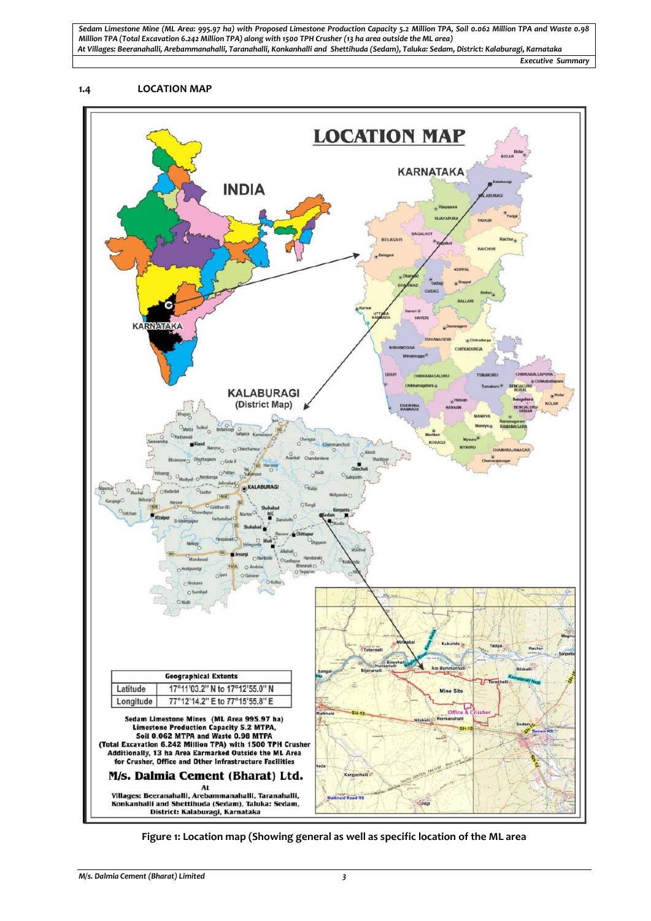## 1.4 LOCATION MAP

Figure 1: Location map (Showing general as well as specific location of the ML area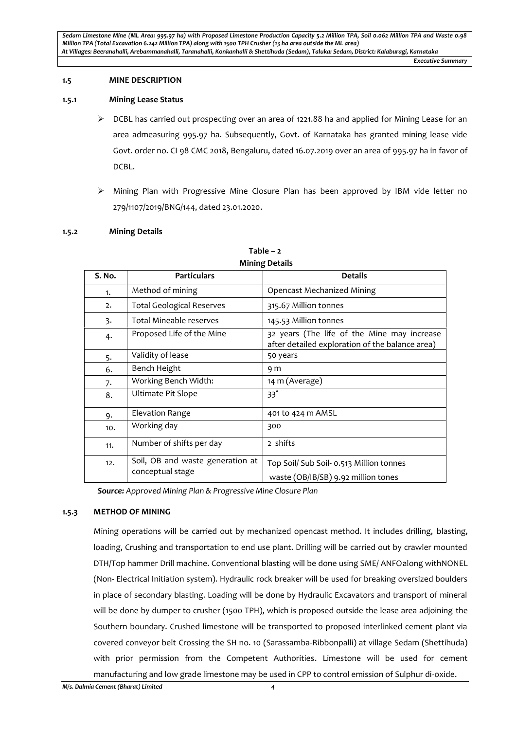### 1.5 MINE DESCRIPTION

#### 1.5.1 Mining Lease Status

- DCBL has carried out prospecting over an area of 1221.88 ha and applied for Mining Lease for an area admeasuring 995.97 ha. Subsequently, Govt. of Karnataka has granted mining lease vide Govt. order no. CI 98 CMC 2018, Bengaluru, dated 16.07.2019 over an area of 995.97 ha in favor of DCBL.
- Mining Plan with Progressive Mine Closure Plan has been approved by IBM vide letter no 279/1107/2019/BNG/144, dated 23.01.2020.

#### 1.5.2 Mining Details

**Table – 2**
**Mining Details**

| S. No. | Particulars | Details |
|---|---|---|
| 1. | Method of mining | Opencast Mechanized Mining |
| 2. | Total Geological Reserves | 315.67 Million tonnes |
| 3. | Total Mineable reserves | 145.53 Million tonnes |
| 4. | Proposed Life of the Mine | 32 years (The life of the Mine may increase after detailed exploration of the balance area) |
| 5. | Validity of lease | 50 years |
| 6. | Bench Height | 9 m |
| 7. | Working Bench Width: | 14 m (Average) |
| 8. | Ultimate Pit Slope | 33° |
| 9. | Elevation Range | 401 to 424 m AMSL |
| 10. | Working day | 300 |
| 11. | Number of shifts per day | 2 shifts |
| 12. | Soil, OB and waste generation at conceptual stage | Top Soil/ Sub Soil- 0.513 Million tonnes<br>waste (OB/IB/SB) 9.92 million tones |

***Source:*** *Approved Mining Plan & Progressive Mine Closure Plan*

#### 1.5.3 METHOD OF MINING

Mining operations will be carried out by mechanized opencast method. It includes drilling, blasting, loading, Crushing and transportation to end use plant. Drilling will be carried out by crawler mounted DTH/Top hammer Drill machine. Conventional blasting will be done using SME/ ANFOalong withNONEL (Non- Electrical Initiation system). Hydraulic rock breaker will be used for breaking oversized boulders in place of secondary blasting. Loading will be done by Hydraulic Excavators and transport of mineral will be done by dumper to crusher (1500 TPH), which is proposed outside the lease area adjoining the Southern boundary. Crushed limestone will be transported to proposed interlinked cement plant via covered conveyor belt Crossing the SH no. 10 (Sarassamba-Ribbonpalli) at village Sedam (Shettihuda) with prior permission from the Competent Authorities. Limestone will be used for cement manufacturing and low grade limestone may be used in CPP to control emission of Sulphur di-oxide.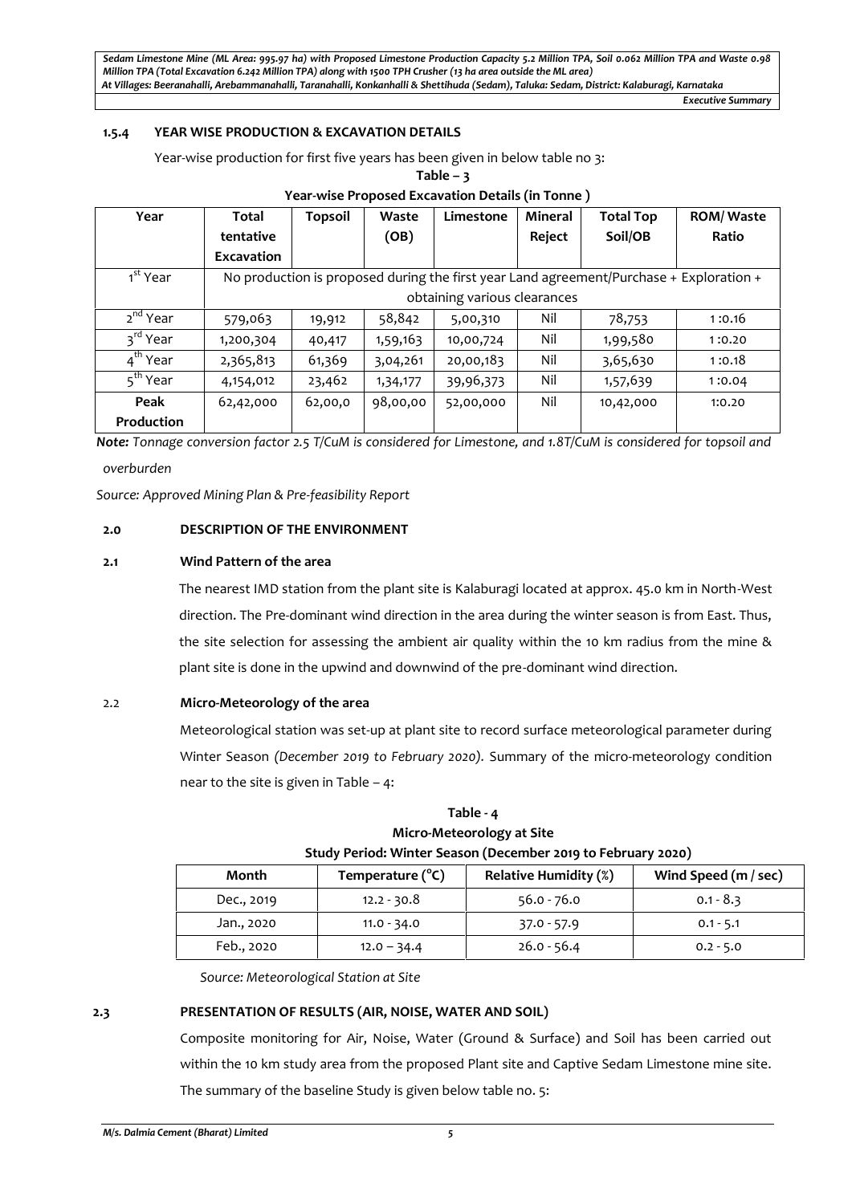### 1.5.4 YEAR WISE PRODUCTION & EXCAVATION DETAILS

Year-wise production for first five years has been given in below table no 3:

**Table – 3**

**Year-wise Proposed Excavation Details (in Tonne )**

| Year | Total tentative Excavation | Topsoil | Waste (OB) | Limestone | Mineral Reject | Total Top Soil/OB | ROM/ Waste Ratio |
|---|---|---|---|---|---|---|---|
| 1st Year | No production is proposed during the first year Land agreement/Purchase + Exploration + obtaining various clearances | | | | | | |
| 2nd Year | 579,063 | 19,912 | 58,842 | 5,00,310 | Nil | 78,753 | 1 :0.16 |
| 3rd Year | 1,200,304 | 40,417 | 1,59,163 | 10,00,724 | Nil | 1,99,580 | 1 :0.20 |
| 4th Year | 2,365,813 | 61,369 | 3,04,261 | 20,00,183 | Nil | 3,65,630 | 1 :0.18 |
| 5th Year | 4,154,012 | 23,462 | 1,34,177 | 39,96,373 | Nil | 1,57,639 | 1 :0.04 |
| **Peak Production** | 62,42,000 | 62,00,0 | 98,00,00 | 52,00,000 | Nil | 10,42,000 | 1:0.20 |

***Note:*** *Tonnage conversion factor 2.5 T/CuM is considered for Limestone, and 1.8T/CuM is considered for topsoil and overburden*

*Source: Approved Mining Plan & Pre-feasibility Report*

## 2.0 DESCRIPTION OF THE ENVIRONMENT

### 2.1 Wind Pattern of the area

The nearest IMD station from the plant site is Kalaburagi located at approx. 45.0 km in North-West direction. The Pre-dominant wind direction in the area during the winter season is from East. Thus, the site selection for assessing the ambient air quality within the 10 km radius from the mine & plant site is done in the upwind and downwind of the pre-dominant wind direction.

### 2.2 Micro-Meteorology of the area

Meteorological station was set-up at plant site to record surface meteorological parameter during Winter Season *(December 2019 to February 2020).* Summary of the micro-meteorology condition near to the site is given in Table – 4:

**Table - 4**

**Micro-Meteorology at Site**

**Study Period: Winter Season (December 2019 to February 2020)**

| Month | Temperature (°C) | Relative Humidity (%) | Wind Speed (m / sec) |
|---|---|---|---|
| Dec., 2019 | 12.2 - 30.8 | 56.0 - 76.0 | 0.1 - 8.3 |
| Jan., 2020 | 11.0 - 34.0 | 37.0 - 57.9 | 0.1 - 5.1 |
| Feb., 2020 | 12.0 – 34.4 | 26.0 - 56.4 | 0.2 - 5.0 |

*Source: Meteorological Station at Site*

### 2.3 PRESENTATION OF RESULTS (AIR, NOISE, WATER AND SOIL)

Composite monitoring for Air, Noise, Water (Ground & Surface) and Soil has been carried out within the 10 km study area from the proposed Plant site and Captive Sedam Limestone mine site. The summary of the baseline Study is given below table no. 5: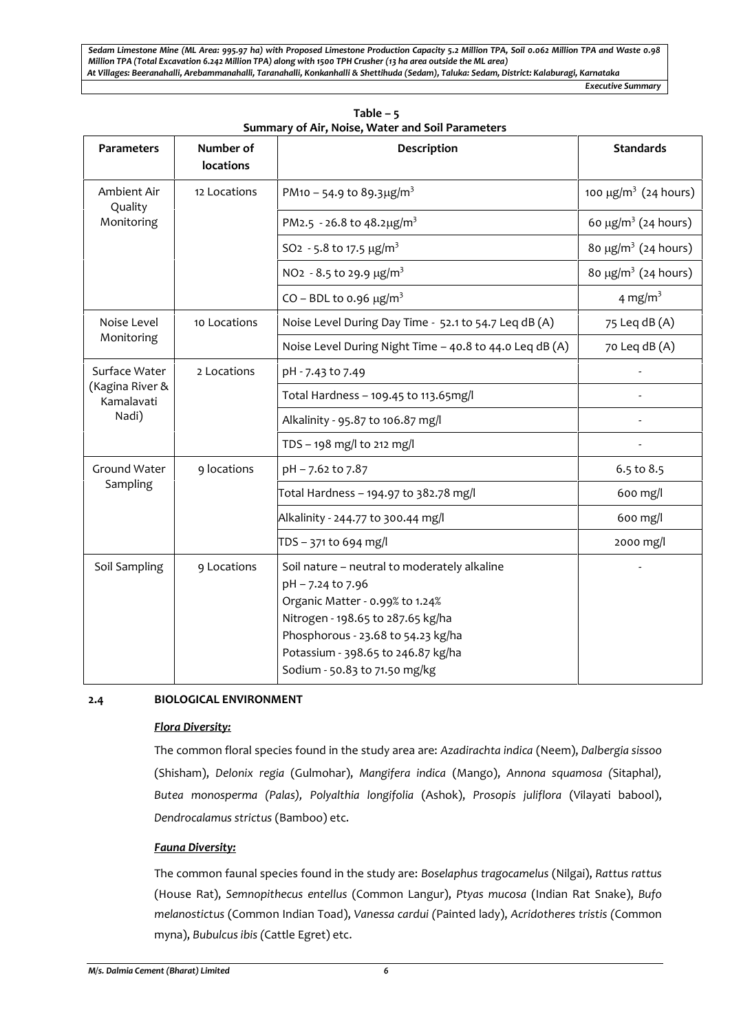**Table – 5**
**Summary of Air, Noise, Water and Soil Parameters**

| Parameters | Number of locations | Description | Standards |
|---|---|---|---|
| Ambient Air Quality Monitoring | 12 Locations | PM10 – 54.9 to 89.3 $\mu g/m^3$ | 100 $\mu g/m^3$ (24 hours) |
| | | PM2.5 - 26.8 to 48.2 $\mu g/m^3$ | 60 $\mu g/m^3$ (24 hours) |
| | | $SO_2$ - 5.8 to 17.5 $\mu g/m^3$ | 80 $\mu g/m^3$ (24 hours) |
| | | $NO_2$ - 8.5 to 29.9 $\mu g/m^3$ | 80 $\mu g/m^3$ (24 hours) |
| | | CO – BDL to 0.96 $\mu g/m^3$ | 4 $mg/m^3$ |
| Noise Level Monitoring | 10 Locations | Noise Level During Day Time - 52.1 to 54.7 Leq dB (A) | 75 Leq dB (A) |
| | | Noise Level During Night Time – 40.8 to 44.0 Leq dB (A) | 70 Leq dB (A) |
| Surface Water (Kagina River & Kamalavati Nadi) | 2 Locations | pH - 7.43 to 7.49 | - |
| | | Total Hardness – 109.45 to 113.65mg/l | - |
| | | Alkalinity - 95.87 to 106.87 mg/l | - |
| | | TDS – 198 mg/l to 212 mg/l | - |
| Ground Water Sampling | 9 locations | pH – 7.62 to 7.87 | 6.5 to 8.5 |
| | | Total Hardness – 194.97 to 382.78 mg/l | 600 mg/l |
| | | Alkalinity - 244.77 to 300.44 mg/l | 600 mg/l |
| | | TDS – 371 to 694 mg/l | 2000 mg/l |
| Soil Sampling | 9 Locations | Soil nature – neutral to moderately alkaline<br>pH – 7.24 to 7.96<br>Organic Matter - 0.99% to 1.24%<br>Nitrogen - 198.65 to 287.65 kg/ha<br>Phosphorous - 23.68 to 54.23 kg/ha<br>Potassium - 398.65 to 246.87 kg/ha<br>Sodium - 50.83 to 71.50 mg/kg | - |

## 2.4 BIOLOGICAL ENVIRONMENT

### *Flora Diversity:*

The common floral species found in the study area are: *Azadirachta indica* (Neem), *Dalbergia sissoo* (Shisham), *Delonix regia* (Gulmohar), *Mangifera indica* (Mango), *Annona squamosa* (Sitaphal), *Butea monosperma (Palas)*, *Polyalthia longifolia* (Ashok), *Prosopis juliflora* (Vilayati babool), *Dendrocalamus strictus* (Bamboo) etc.

### *Fauna Diversity:*

The common faunal species found in the study are: *Boselaphus tragocamelus* (Nilgai), *Rattus rattus* (House Rat), *Semnopithecus entellus* (Common Langur), *Ptyas mucosa* (Indian Rat Snake), *Bufo melanostictus* (Common Indian Toad), *Vanessa cardui* (Painted lady), *Acridotheres tristis* (Common myna), *Bubulcus ibis* (Cattle Egret) etc.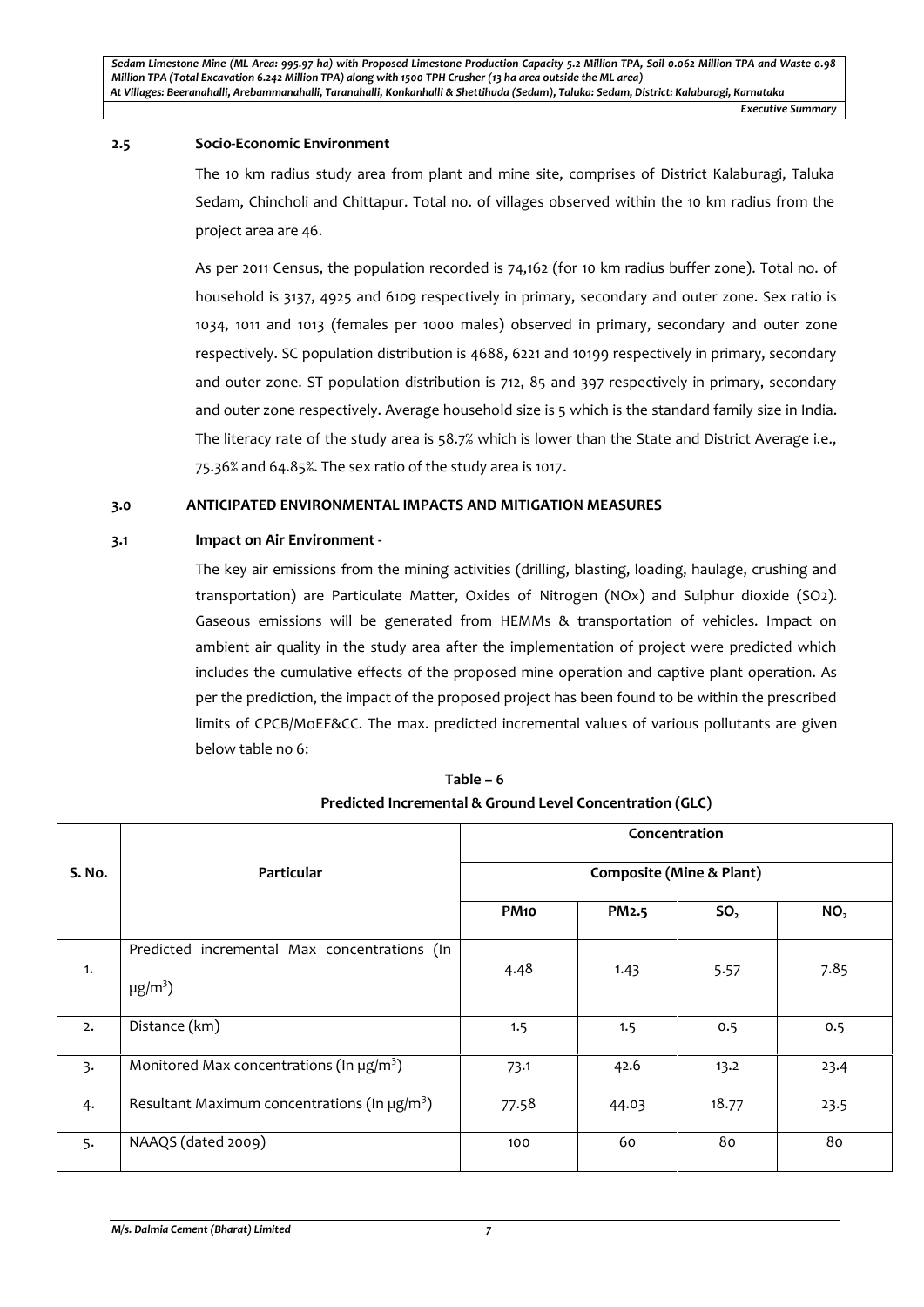### 2.5 Socio-Economic Environment

The 10 km radius study area from plant and mine site, comprises of District Kalaburagi, Taluka Sedam, Chincholi and Chittapur. Total no. of villages observed within the 10 km radius from the project area are 46.

As per 2011 Census, the population recorded is 74,162 (for 10 km radius buffer zone). Total no. of household is 3137, 4925 and 6109 respectively in primary, secondary and outer zone. Sex ratio is 1034, 1011 and 1013 (females per 1000 males) observed in primary, secondary and outer zone respectively. SC population distribution is 4688, 6221 and 10199 respectively in primary, secondary and outer zone. ST population distribution is 712, 85 and 397 respectively in primary, secondary and outer zone respectively. Average household size is 5 which is the standard family size in India. The literacy rate of the study area is 58.7% which is lower than the State and District Average i.e., 75.36% and 64.85%. The sex ratio of the study area is 1017.

## 3.0 ANTICIPATED ENVIRONMENTAL IMPACTS AND MITIGATION MEASURES

### 3.1 Impact on Air Environment -

The key air emissions from the mining activities (drilling, blasting, loading, haulage, crushing and transportation) are Particulate Matter, Oxides of Nitrogen (NOx) and Sulphur dioxide (SO2). Gaseous emissions will be generated from HEMMs & transportation of vehicles. Impact on ambient air quality in the study area after the implementation of project were predicted which includes the cumulative effects of the proposed mine operation and captive plant operation. As per the prediction, the impact of the proposed project has been found to be within the prescribed limits of CPCB/MoEF&CC. The max. predicted incremental values of various pollutants are given below table no 6:

**Table – 6**

**Predicted Incremental & Ground Level Concentration (GLC)**

| S. No. | Particular | Concentration | | | |
|---|---|---|---|---|---|
| | | Composite (Mine & Plant) | | | |
| | | PM10 | PM2.5 | $SO_2$ | $NO_2$ |
| 1. | Predicted incremental Max concentrations (In $\mu g/m^3$) | 4.48 | 1.43 | 5.57 | 7.85 |
| 2. | Distance (km) | 1.5 | 1.5 | 0.5 | 0.5 |
| 3. | Monitored Max concentrations (In $\mu g/m^3$) | 73.1 | 42.6 | 13.2 | 23.4 |
| 4. | Resultant Maximum concentrations (In $\mu g/m^3$) | 77.58 | 44.03 | 18.77 | 23.5 |
| 5. | NAAQS (dated 2009) | 100 | 60 | 80 | 80 |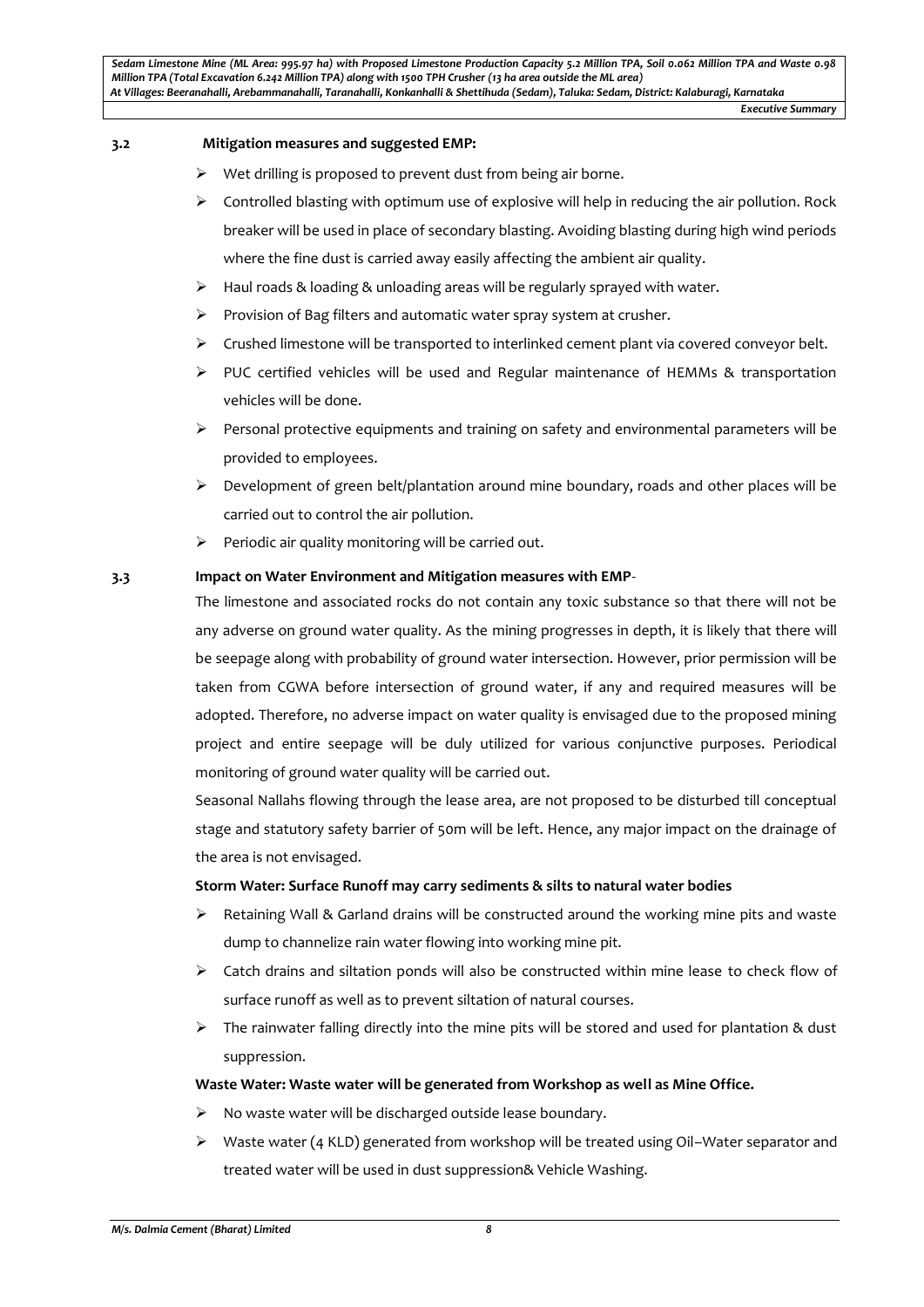### 3.2 Mitigation measures and suggested EMP:

- Wet drilling is proposed to prevent dust from being air borne.
- Controlled blasting with optimum use of explosive will help in reducing the air pollution. Rock breaker will be used in place of secondary blasting. Avoiding blasting during high wind periods where the fine dust is carried away easily affecting the ambient air quality.
- Haul roads & loading & unloading areas will be regularly sprayed with water.
- Provision of Bag filters and automatic water spray system at crusher.
- Crushed limestone will be transported to interlinked cement plant via covered conveyor belt.
- PUC certified vehicles will be used and Regular maintenance of HEMMs & transportation vehicles will be done.
- Personal protective equipments and training on safety and environmental parameters will be provided to employees.
- Development of green belt/plantation around mine boundary, roads and other places will be carried out to control the air pollution.
- Periodic air quality monitoring will be carried out.

### 3.3 Impact on Water Environment and Mitigation measures with EMP-

The limestone and associated rocks do not contain any toxic substance so that there will not be any adverse on ground water quality. As the mining progresses in depth, it is likely that there will be seepage along with probability of ground water intersection. However, prior permission will be taken from CGWA before intersection of ground water, if any and required measures will be adopted. Therefore, no adverse impact on water quality is envisaged due to the proposed mining project and entire seepage will be duly utilized for various conjunctive purposes. Periodical monitoring of ground water quality will be carried out.

Seasonal Nallahs flowing through the lease area, are not proposed to be disturbed till conceptual stage and statutory safety barrier of 50m will be left. Hence, any major impact on the drainage of the area is not envisaged.

**Storm Water: Surface Runoff may carry sediments & silts to natural water bodies**

- Retaining Wall & Garland drains will be constructed around the working mine pits and waste dump to channelize rain water flowing into working mine pit.
- Catch drains and siltation ponds will also be constructed within mine lease to check flow of surface runoff as well as to prevent siltation of natural courses.
- The rainwater falling directly into the mine pits will be stored and used for plantation & dust suppression.

**Waste Water: Waste water will be generated from Workshop as well as Mine Office.**

- No waste water will be discharged outside lease boundary.
- Waste water (4 KLD) generated from workshop will be treated using Oil–Water separator and treated water will be used in dust suppression& Vehicle Washing.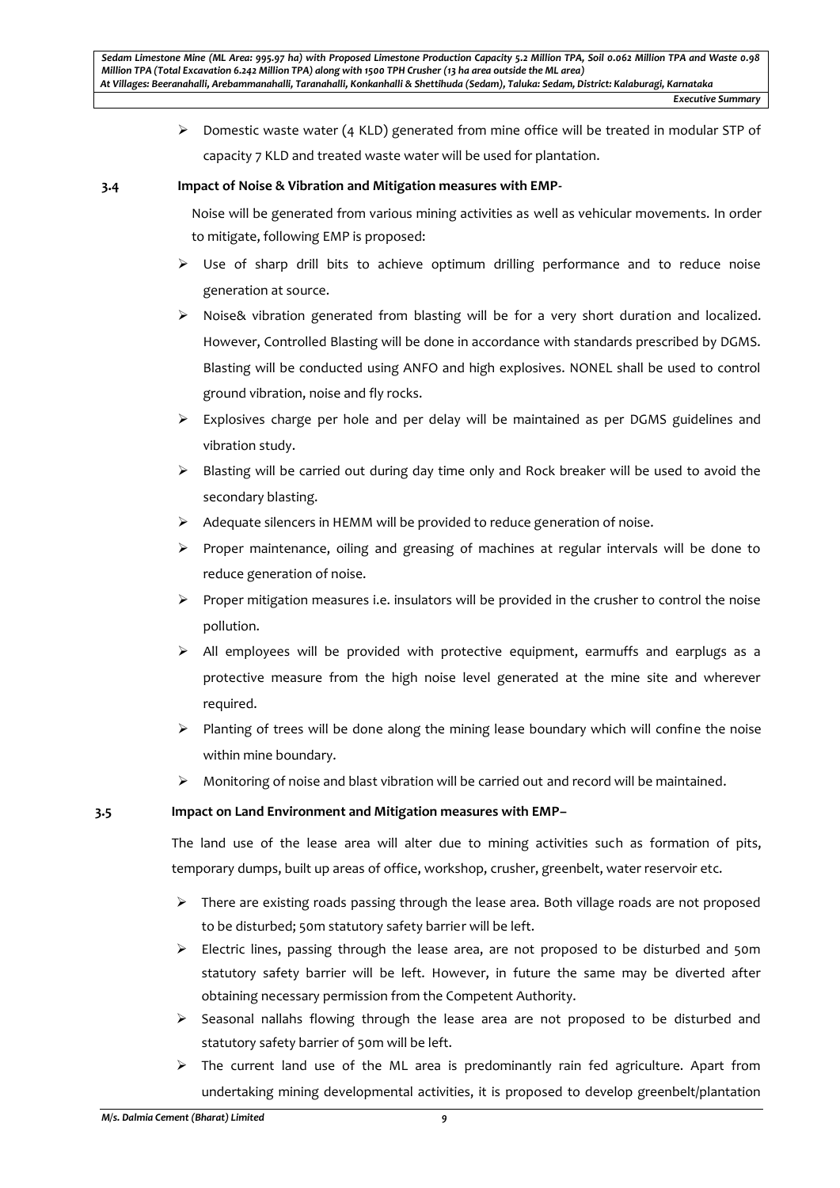- Domestic waste water (4 KLD) generated from mine office will be treated in modular STP of capacity 7 KLD and treated waste water will be used for plantation.

### 3.4 Impact of Noise & Vibration and Mitigation measures with EMP-

Noise will be generated from various mining activities as well as vehicular movements. In order to mitigate, following EMP is proposed:

- Use of sharp drill bits to achieve optimum drilling performance and to reduce noise generation at source.
- Noise& vibration generated from blasting will be for a very short duration and localized. However, Controlled Blasting will be done in accordance with standards prescribed by DGMS. Blasting will be conducted using ANFO and high explosives. NONEL shall be used to control ground vibration, noise and fly rocks.
- Explosives charge per hole and per delay will be maintained as per DGMS guidelines and vibration study.
- Blasting will be carried out during day time only and Rock breaker will be used to avoid the secondary blasting.
- Adequate silencers in HEMM will be provided to reduce generation of noise.
- Proper maintenance, oiling and greasing of machines at regular intervals will be done to reduce generation of noise.
- Proper mitigation measures i.e. insulators will be provided in the crusher to control the noise pollution.
- All employees will be provided with protective equipment, earmuffs and earplugs as a protective measure from the high noise level generated at the mine site and wherever required.
- Planting of trees will be done along the mining lease boundary which will confine the noise within mine boundary.
- Monitoring of noise and blast vibration will be carried out and record will be maintained.

### 3.5 Impact on Land Environment and Mitigation measures with EMP–

The land use of the lease area will alter due to mining activities such as formation of pits, temporary dumps, built up areas of office, workshop, crusher, greenbelt, water reservoir etc.

- There are existing roads passing through the lease area. Both village roads are not proposed to be disturbed; 50m statutory safety barrier will be left.
- Electric lines, passing through the lease area, are not proposed to be disturbed and 50m statutory safety barrier will be left. However, in future the same may be diverted after obtaining necessary permission from the Competent Authority.
- Seasonal nallahs flowing through the lease area are not proposed to be disturbed and statutory safety barrier of 50m will be left.
- The current land use of the ML area is predominantly rain fed agriculture. Apart from undertaking mining developmental activities, it is proposed to develop greenbelt/plantation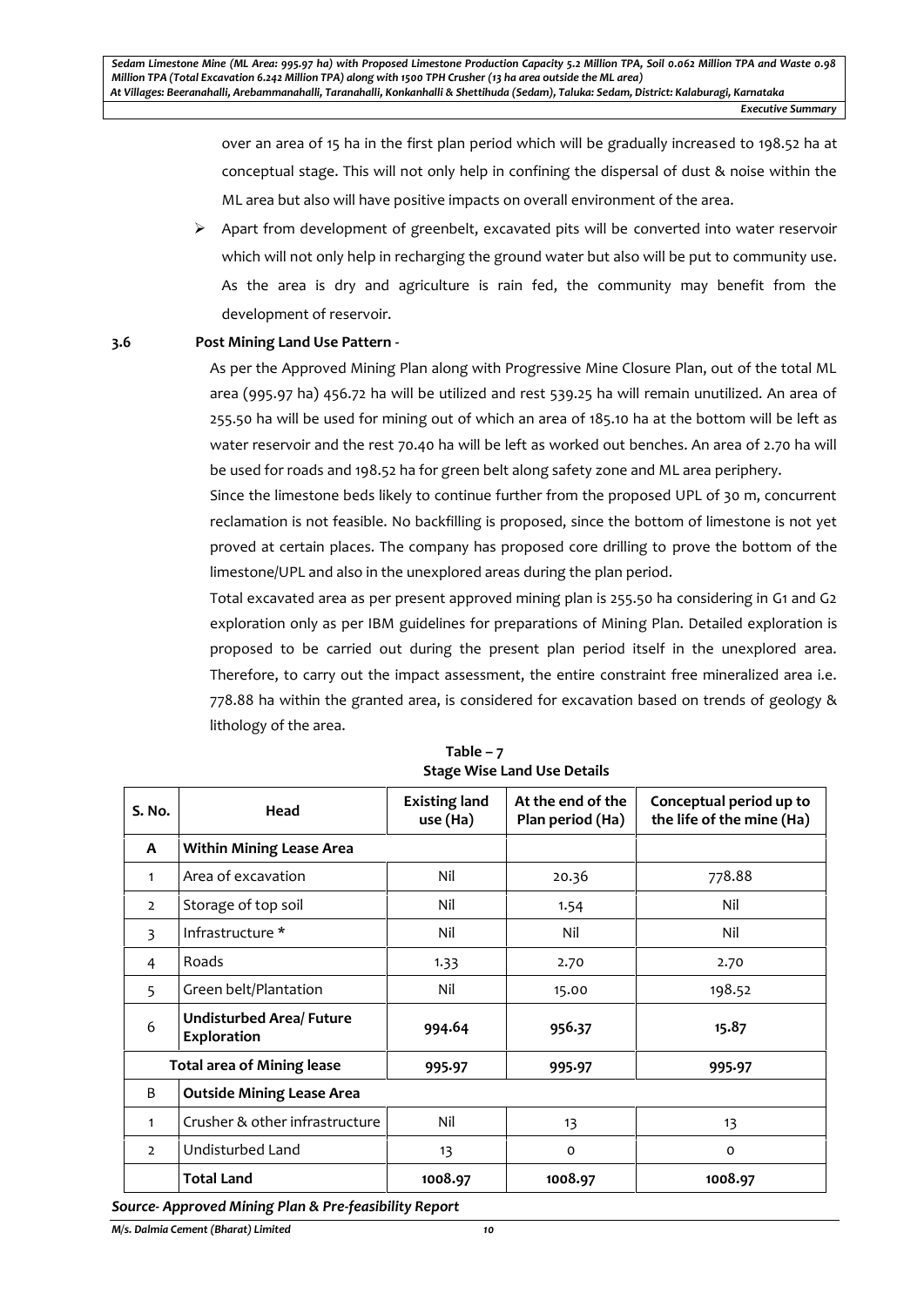over an area of 15 ha in the first plan period which will be gradually increased to 198.52 ha at conceptual stage. This will not only help in confining the dispersal of dust & noise within the ML area but also will have positive impacts on overall environment of the area.

- Apart from development of greenbelt, excavated pits will be converted into water reservoir which will not only help in recharging the ground water but also will be put to community use. As the area is dry and agriculture is rain fed, the community may benefit from the development of reservoir.

### 3.6 Post Mining Land Use Pattern -

As per the Approved Mining Plan along with Progressive Mine Closure Plan, out of the total ML area (995.97 ha) 456.72 ha will be utilized and rest 539.25 ha will remain unutilized. An area of 255.50 ha will be used for mining out of which an area of 185.10 ha at the bottom will be left as water reservoir and the rest 70.40 ha will be left as worked out benches. An area of 2.70 ha will be used for roads and 198.52 ha for green belt along safety zone and ML area periphery.

Since the limestone beds likely to continue further from the proposed UPL of 30 m, concurrent reclamation is not feasible. No backfilling is proposed, since the bottom of limestone is not yet proved at certain places. The company has proposed core drilling to prove the bottom of the limestone/UPL and also in the unexplored areas during the plan period.

Total excavated area as per present approved mining plan is 255.50 ha considering in G1 and G2 exploration only as per IBM guidelines for preparations of Mining Plan. Detailed exploration is proposed to be carried out during the present plan period itself in the unexplored area. Therefore, to carry out the impact assessment, the entire constraint free mineralized area i.e. 778.88 ha within the granted area, is considered for excavation based on trends of geology & lithology of the area.

**Table – 7**
**Stage Wise Land Use Details**

| S. No. | Head | Existing land use (Ha) | At the end of the Plan period (Ha) | Conceptual period up to the life of the mine (Ha) |
|---|---|---|---|---|
| **A** | **Within Mining Lease Area** | | | |
| 1 | Area of excavation | Nil | 20.36 | 778.88 |
| 2 | Storage of top soil | Nil | 1.54 | Nil |
| 3 | Infrastructure * | Nil | Nil | Nil |
| 4 | Roads | 1.33 | 2.70 | 2.70 |
| 5 | Green belt/Plantation | Nil | 15.00 | 198.52 |
| 6 | **Undisturbed Area/ Future Exploration** | **994.64** | **956.37** | **15.87** |
| | **Total area of Mining lease** | **995.97** | **995.97** | **995.97** |
| B | **Outside Mining Lease Area** | | | |
| 1 | Crusher & other infrastructure | Nil | 13 | 13 |
| 2 | Undisturbed Land | 13 | 0 | 0 |
| | **Total Land** | **1008.97** | **1008.97** | **1008.97** |

***Source- Approved Mining Plan & Pre-feasibility Report***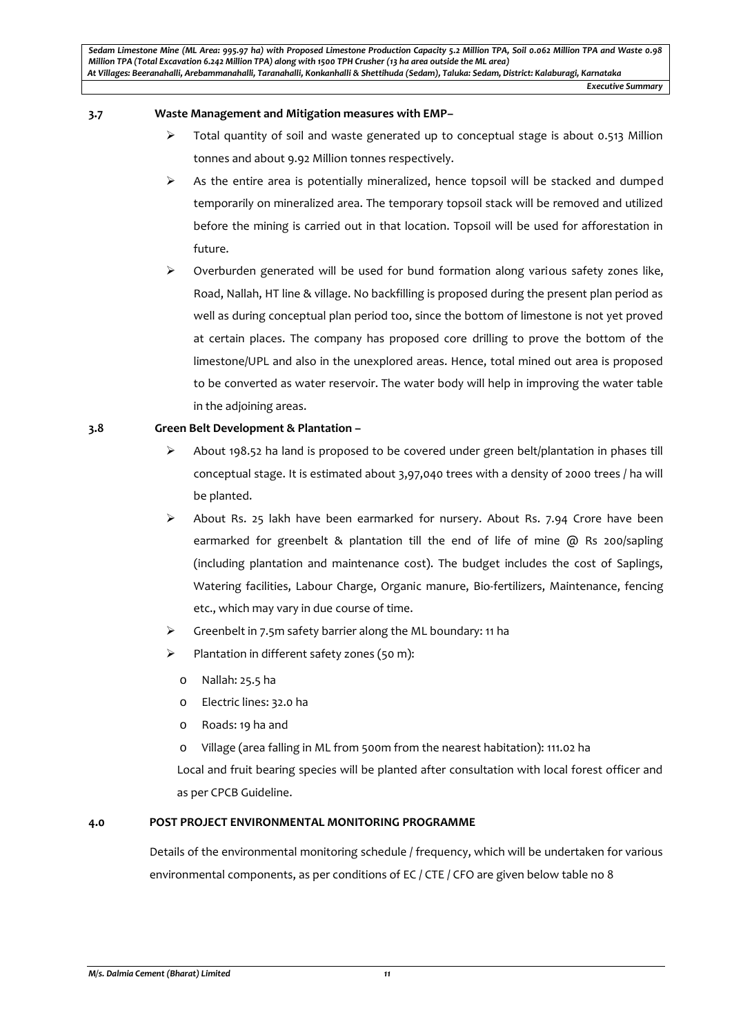### 3.7 Waste Management and Mitigation measures with EMP–

- Total quantity of soil and waste generated up to conceptual stage is about 0.513 Million tonnes and about 9.92 Million tonnes respectively.
- As the entire area is potentially mineralized, hence topsoil will be stacked and dumped temporarily on mineralized area. The temporary topsoil stack will be removed and utilized before the mining is carried out in that location. Topsoil will be used for afforestation in future.
- Overburden generated will be used for bund formation along various safety zones like, Road, Nallah, HT line & village. No backfilling is proposed during the present plan period as well as during conceptual plan period too, since the bottom of limestone is not yet proved at certain places. The company has proposed core drilling to prove the bottom of the limestone/UPL and also in the unexplored areas. Hence, total mined out area is proposed to be converted as water reservoir. The water body will help in improving the water table in the adjoining areas.

### 3.8 Green Belt Development & Plantation –

- About 198.52 ha land is proposed to be covered under green belt/plantation in phases till conceptual stage. It is estimated about 3,97,040 trees with a density of 2000 trees / ha will be planted.
- About Rs. 25 lakh have been earmarked for nursery. About Rs. 7.94 Crore have been earmarked for greenbelt & plantation till the end of life of mine @ Rs 200/sapling (including plantation and maintenance cost). The budget includes the cost of Saplings, Watering facilities, Labour Charge, Organic manure, Bio-fertilizers, Maintenance, fencing etc., which may vary in due course of time.
- Greenbelt in 7.5m safety barrier along the ML boundary: 11 ha
- Plantation in different safety zones (50 m):
  - Nallah: 25.5 ha
  - Electric lines: 32.0 ha
  - Roads: 19 ha and
  - Village (area falling in ML from 500m from the nearest habitation): 111.02 ha

  Local and fruit bearing species will be planted after consultation with local forest officer and as per CPCB Guideline.

## 4.0 POST PROJECT ENVIRONMENTAL MONITORING PROGRAMME

Details of the environmental monitoring schedule / frequency, which will be undertaken for various environmental components, as per conditions of EC / CTE / CFO are given below table no 8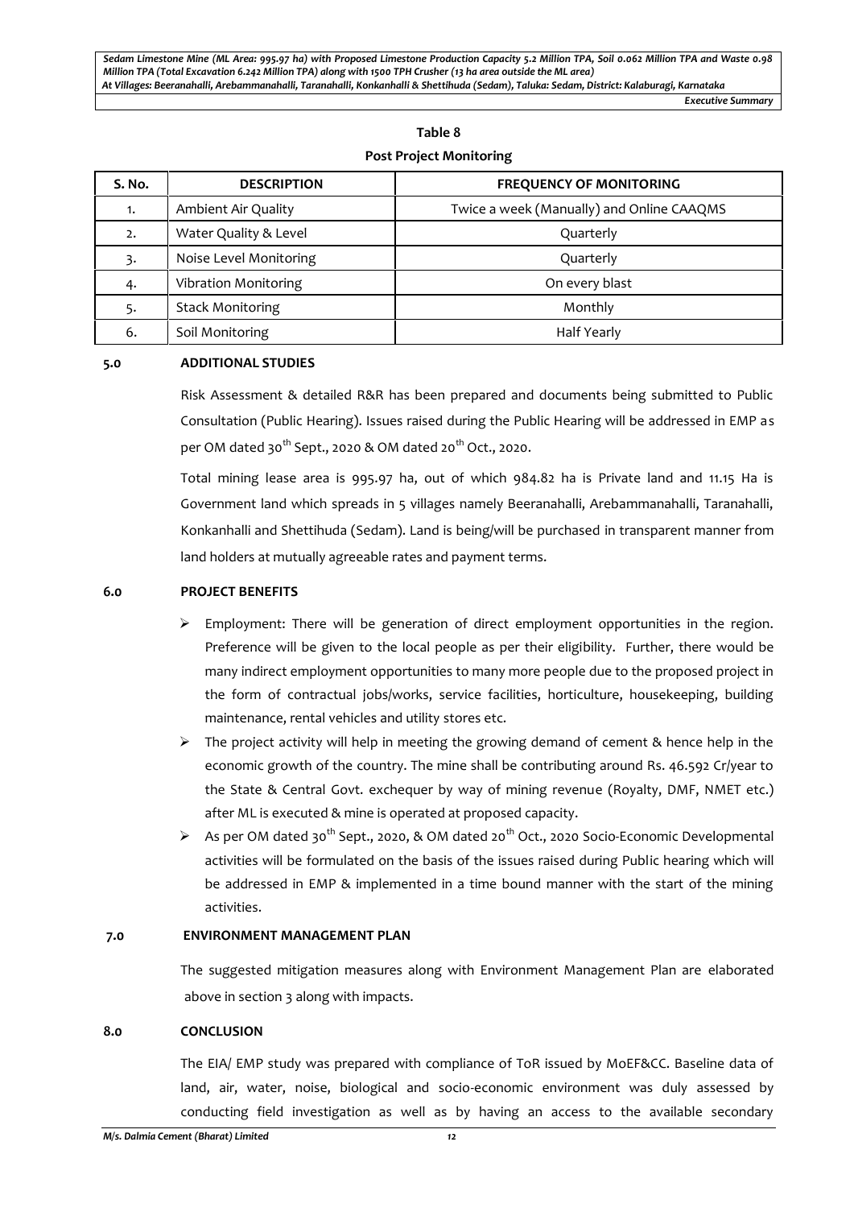**Table 8**

**Post Project Monitoring**

| S. No. | DESCRIPTION | FREQUENCY OF MONITORING |
|---|---|---|
| 1. | Ambient Air Quality | Twice a week (Manually) and Online CAAQMS |
| 2. | Water Quality & Level | Quarterly |
| 3. | Noise Level Monitoring | Quarterly |
| 4. | Vibration Monitoring | On every blast |
| 5. | Stack Monitoring | Monthly |
| 6. | Soil Monitoring | Half Yearly |

## 5.0 ADDITIONAL STUDIES

Risk Assessment & detailed R&R has been prepared and documents being submitted to Public Consultation (Public Hearing). Issues raised during the Public Hearing will be addressed in EMP as per OM dated 30th Sept., 2020 & OM dated 20th Oct., 2020.

Total mining lease area is 995.97 ha, out of which 984.82 ha is Private land and 11.15 Ha is Government land which spreads in 5 villages namely Beeranahalli, Arebammanahalli, Taranahalli, Konkanhalli and Shettihuda (Sedam). Land is being/will be purchased in transparent manner from land holders at mutually agreeable rates and payment terms.

## 6.0 PROJECT BENEFITS

- Employment: There will be generation of direct employment opportunities in the region. Preference will be given to the local people as per their eligibility. Further, there would be many indirect employment opportunities to many more people due to the proposed project in the form of contractual jobs/works, service facilities, horticulture, housekeeping, building maintenance, rental vehicles and utility stores etc.
- The project activity will help in meeting the growing demand of cement & hence help in the economic growth of the country. The mine shall be contributing around Rs. 46.592 Cr/year to the State & Central Govt. exchequer by way of mining revenue (Royalty, DMF, NMET etc.) after ML is executed & mine is operated at proposed capacity.
- As per OM dated 30th Sept., 2020, & OM dated 20th Oct., 2020 Socio-Economic Developmental activities will be formulated on the basis of the issues raised during Public hearing which will be addressed in EMP & implemented in a time bound manner with the start of the mining activities.

## 7.0 ENVIRONMENT MANAGEMENT PLAN

The suggested mitigation measures along with Environment Management Plan are elaborated above in section 3 along with impacts.

## 8.0 CONCLUSION

The EIA/ EMP study was prepared with compliance of ToR issued by MoEF&CC. Baseline data of land, air, water, noise, biological and socio-economic environment was duly assessed by conducting field investigation as well as by having an access to the available secondary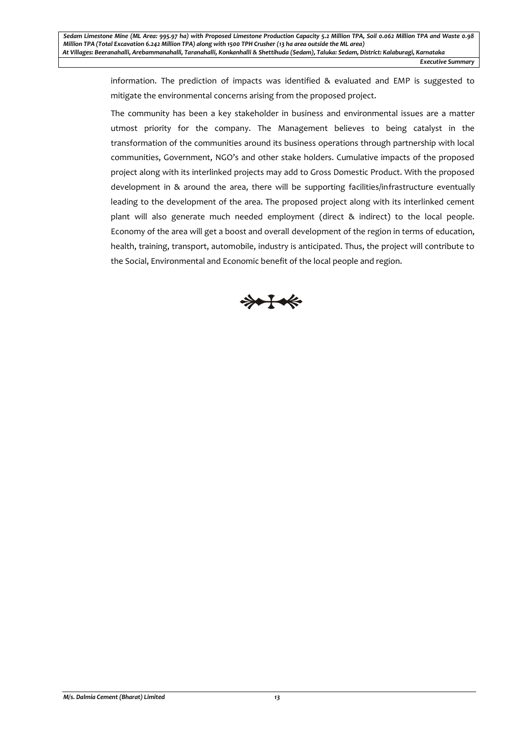information. The prediction of impacts was identified & evaluated and EMP is suggested to mitigate the environmental concerns arising from the proposed project.

The community has been a key stakeholder in business and environmental issues are a matter utmost priority for the company. The Management believes to being catalyst in the transformation of the communities around its business operations through partnership with local communities, Government, NGO's and other stake holders. Cumulative impacts of the proposed project along with its interlinked projects may add to Gross Domestic Product. With the proposed development in & around the area, there will be supporting facilities/infrastructure eventually leading to the development of the area. The proposed project along with its interlinked cement plant will also generate much needed employment (direct & indirect) to the local people. Economy of the area will get a boost and overall development of the region in terms of education, health, training, transport, automobile, industry is anticipated. Thus, the project will contribute to the Social, Environmental and Economic benefit of the local people and region.